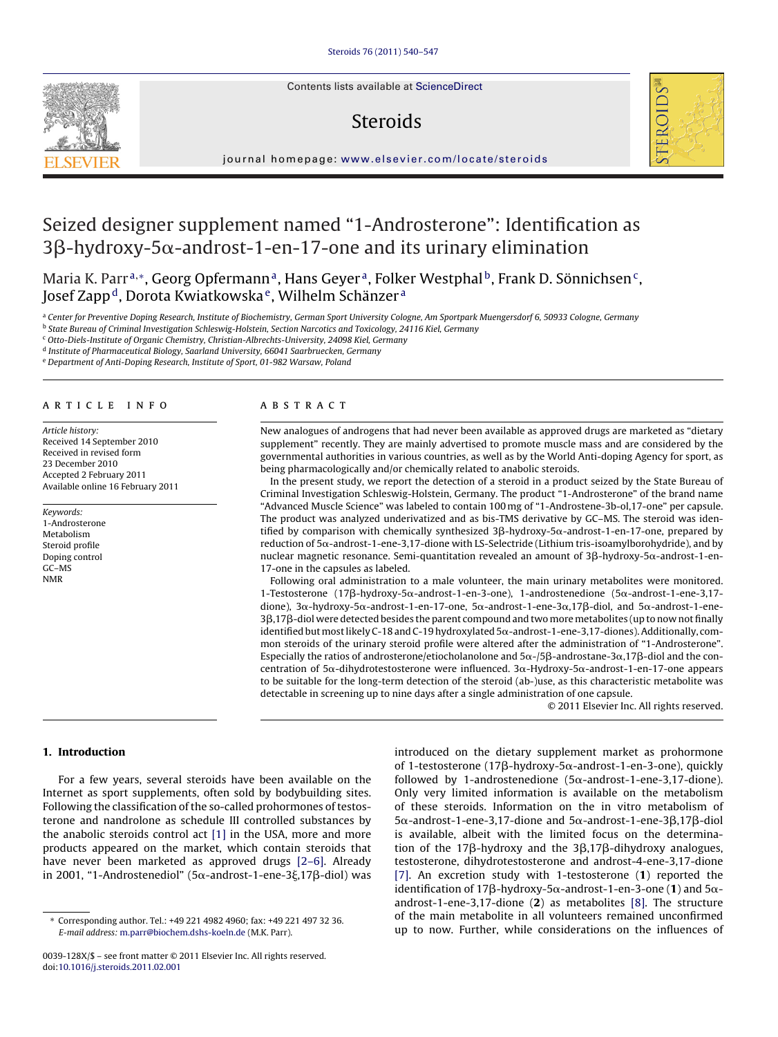# Seized designer supplement named "1-Androsterone": Identification as 3β-hydroxy-5α-androst-1-en-17-one and its urinary elimination

Maria K. Parr[a,*], Georg Opfermann[a], Hans Geyer[a], Folker Westphal[b], Frank D. Sönnichsen[c], Josef Zapp[d], Dorota Kwiatkowska[e], Wilhelm Schänzer[a]

[a] Center for Preventive Doping Research, Institute of Biochemistry, German Sport University Cologne, Am Sportpark Muengersdorf 6, 50933 Cologne, Germany
[b] State Bureau of Criminal Investigation Schleswig-Holstein, Section Narcotics and Toxicology, 24116 Kiel, Germany
[c] Otto-Diels-Institute of Organic Chemistry, Christian-Albrechts-University, 24098 Kiel, Germany
[d] Institute of Pharmaceutical Biology, Saarland University, 66041 Saarbruecken, Germany
[e] Department of Anti-Doping Research, Institute of Sport, 01-982 Warsaw, Poland

## ARTICLE INFO

*Article history:*
Received 14 September 2010
Received in revised form 23 December 2010
Accepted 2 February 2011
Available online 16 February 2011

*Keywords:*
1-Androsterone
Metabolism
Steroid profile
Doping control
GC–MS
NMR

## ABSTRACT

New analogues of androgens that had never been available as approved drugs are marketed as "dietary supplement" recently. They are mainly advertised to promote muscle mass and are considered by the governmental authorities in various countries, as well as by the World Anti-doping Agency for sport, as being pharmacologically and/or chemically related to anabolic steroids.

In the present study, we report the detection of a steroid in a product seized by the State Bureau of Criminal Investigation Schleswig-Holstein, Germany. The product "1-Androsterone" of the brand name "Advanced Muscle Science" was labeled to contain 100 mg of "1-Androstene-3b-ol,17-one" per capsule. The product was analyzed underivatized and as bis-TMS derivative by GC–MS. The steroid was identified by comparison with chemically synthesized 3β-hydroxy-5α-androst-1-en-17-one, prepared by reduction of 5α-androst-1-ene-3,17-dione with LS-Selectride (Lithium tris-isoamylborohydride), and by nuclear magnetic resonance. Semi-quantitation revealed an amount of 3β-hydroxy-5α-androst-1-en-17-one in the capsules as labeled.

Following oral administration to a male volunteer, the main urinary metabolites were monitored. 1-Testosterone (17β-hydroxy-5α-androst-1-en-3-one), 1-androstenedione (5α-androst-1-ene-3,17-dione), 3α-hydroxy-5α-androst-1-en-17-one, 5α-androst-1-ene-3α,17β-diol, and 5α-androst-1-ene-3β,17β-diol were detected besides the parent compound and two more metabolites (up to now not finally identified but most likely C-18 and C-19 hydroxylated 5α-androst-1-ene-3,17-diones). Additionally, common steroids of the urinary steroid profile were altered after the administration of "1-Androsterone". Especially the ratios of androsterone/etiocholanolone and 5α-/5β-androstane-3α,17β-diol and the concentration of 5α-dihydrotestosterone were influenced. 3α-Hydroxy-5α-androst-1-en-17-one appears to be suitable for the long-term detection of the steroid (ab-)use, as this characteristic metabolite was detectable in screening up to nine days after a single administration of one capsule.

© 2011 Elsevier Inc. All rights reserved.

## 1. Introduction

For a few years, several steroids have been available on the Internet as sport supplements, often sold by bodybuilding sites. Following the classification of the so-called prohormones of testosterone and nandrolone as schedule III controlled substances by the anabolic steroids control act [1] in the USA, more and more products appeared on the market, which contain steroids that have never been marketed as approved drugs [2–6]. Already in 2001, "1-Androstenediol" (5α-androst-1-ene-3ξ,17β-diol) was introduced on the dietary supplement market as prohormone of 1-testosterone (17β-hydroxy-5α-androst-1-en-3-one), quickly followed by 1-androstenedione (5α-androst-1-ene-3,17-dione). Only very limited information is available on the metabolism of these steroids. Information on the in vitro metabolism of 5α-androst-1-ene-3,17-dione and 5α-androst-1-ene-3β,17β-diol is available, albeit with the limited focus on the determination of the 17β-hydroxy and the 3β,17β-dihydroxy analogues, testosterone, dihydrotestosterone and androst-4-ene-3,17-dione [7]. An excretion study with 1-testosterone (**1**) reported the identification of 17β-hydroxy-5α-androst-1-en-3-one (**1**) and 5α-androst-1-ene-3,17-dione (**2**) as metabolites [8]. The structure of the main metabolite in all volunteers remained unconfirmed up to now. Further, while considerations on the influences of

\* Corresponding author. Tel.: +49 221 4982 4960; fax: +49 221 497 32 36.
*E-mail address:* m.parr@biochem.dshs-koeln.de (M.K. Parr).

0039-128X/$ – see front matter © 2011 Elsevier Inc. All rights reserved.
doi:10.1016/j.steroids.2011.02.001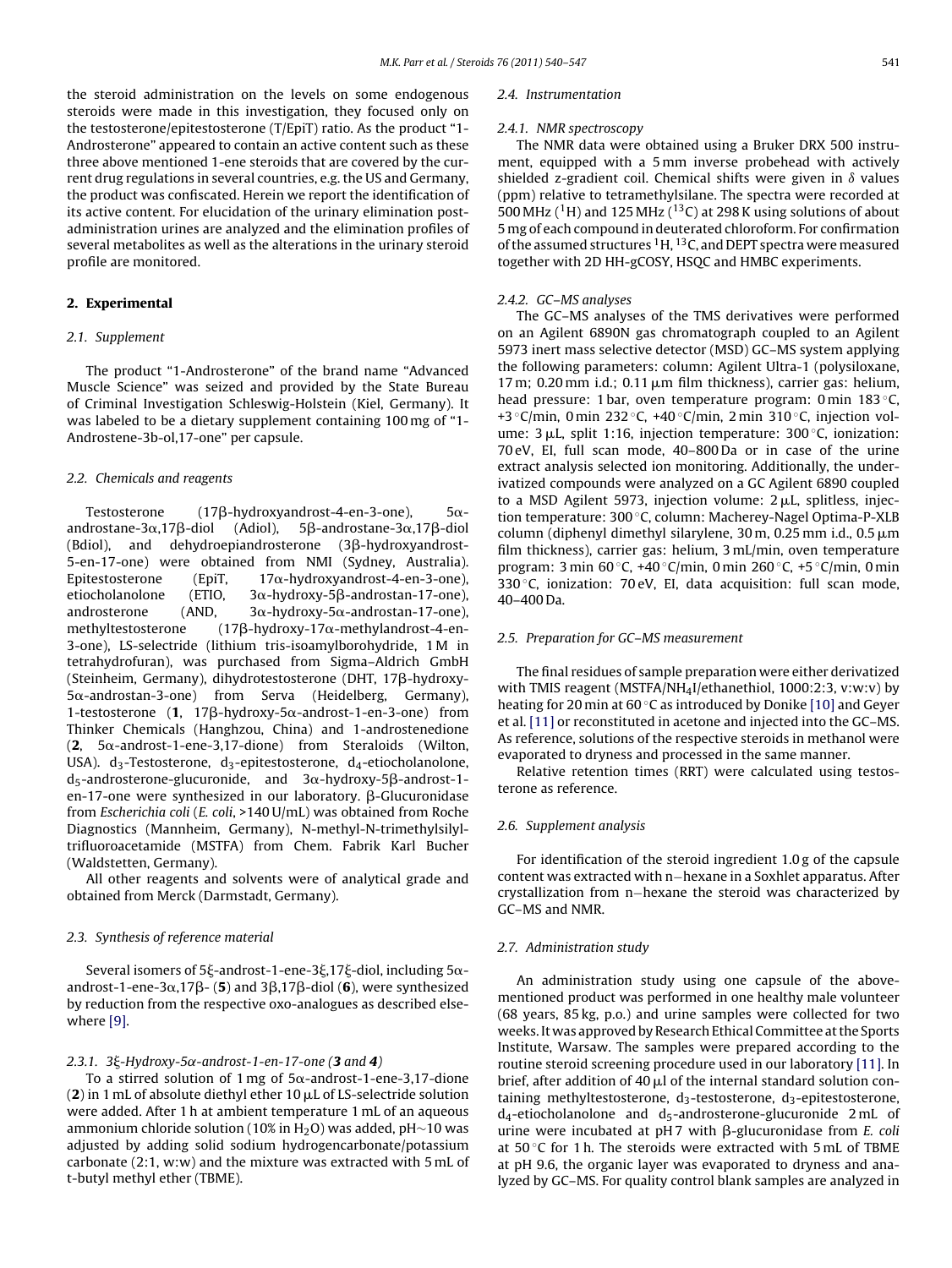the steroid administration on the levels on some endogenous steroids were made in this investigation, they focused only on the testosterone/epitestosterone (T/EpiT) ratio. As the product "1-Androsterone" appeared to contain an active content such as these three above mentioned 1-ene steroids that are covered by the current drug regulations in several countries, e.g. the US and Germany, the product was confiscated. Herein we report the identification of its active content. For elucidation of the urinary elimination post-administration urines are analyzed and the elimination profiles of several metabolites as well as the alterations in the urinary steroid profile are monitored.

## 2. Experimental

### 2.1. Supplement

The product "1-Androsterone" of the brand name "Advanced Muscle Science" was seized and provided by the State Bureau of Criminal Investigation Schleswig-Holstein (Kiel, Germany). It was labeled to be a dietary supplement containing 100 mg of "1-Androstene-3b-ol,17-one" per capsule.

### 2.2. Chemicals and reagents

Testosterone (17β-hydroxyandrost-4-en-3-one), 5α-androstane-3α,17β-diol (Adiol), 5β-androstane-3α,17β-diol (Bdiol), and dehydroepiandrosterone (3β-hydroxyandrost-5-en-17-one) were obtained from NMI (Sydney, Australia). Epitestosterone (EpiT, 17α-hydroxyandrost-4-en-3-one), etiocholanolone (ETIO, 3α-hydroxy-5β-androstan-17-one), androsterone (AND, 3α-hydroxy-5α-androstan-17-one), methyltestosterone (17β-hydroxy-17α-methylandrost-4-en-3-one), LS-selectride (lithium tris-isoamylborohydride, 1 M in tetrahydrofuran), was purchased from Sigma–Aldrich GmbH (Steinheim, Germany), dihydrotestosterone (DHT, 17β-hydroxy-5α-androstan-3-one) from Serva (Heidelberg, Germany), 1-testosterone (**1**, 17β-hydroxy-5α-androst-1-en-3-one) from Thinker Chemicals (Hanghzou, China) and 1-androstenedione (**2**, 5α-androst-1-ene-3,17-dione) from Steraloids (Wilton, USA). $d_3$-Testosterone, $d_3$-epitestosterone, $d_4$-etiocholanolone, $d_5$-androsterone-glucuronide, and 3α-hydroxy-5β-androst-1-en-17-one were synthesized in our laboratory. β-Glucuronidase from *Escherichia coli* (*E. coli*, >140 U/mL) was obtained from Roche Diagnostics (Mannheim, Germany), N-methyl-N-trimethylsilyltrifluoroacetamide (MSTFA) from Chem. Fabrik Karl Bucher (Waldstetten, Germany).

All other reagents and solvents were of analytical grade and obtained from Merck (Darmstadt, Germany).

### 2.3. Synthesis of reference material

Several isomers of 5ξ-androst-1-ene-3ξ,17ξ-diol, including 5α-androst-1-ene-3α,17β- (**5**) and 3β,17β-diol (**6**), were synthesized by reduction from the respective oxo-analogues as described elsewhere [9].

#### 2.3.1. 3ξ-Hydroxy-5α-androst-1-en-17-one (3 and 4)

To a stirred solution of 1 mg of 5α-androst-1-ene-3,17-dione (**2**) in 1 mL of absolute diethyl ether 10 μL of LS-selectride solution were added. After 1 h at ambient temperature 1 mL of an aqueous ammonium chloride solution (10% in $H_2O$) was added, pH~10 was adjusted by adding solid sodium hydrogencarbonate/potassium carbonate (2:1, w:w) and the mixture was extracted with 5 mL of t-butyl methyl ether (TBME).

### 2.4. Instrumentation

#### 2.4.1. NMR spectroscopy

The NMR data were obtained using a Bruker DRX 500 instrument, equipped with a 5 mm inverse probehead with actively shielded z-gradient coil. Chemical shifts were given in δ values (ppm) relative to tetramethylsilane. The spectra were recorded at 500 MHz ($^1$H) and 125 MHz ($^{13}$C) at 298 K using solutions of about 5 mg of each compound in deuterated chloroform. For confirmation of the assumed structures $^1$H, $^{13}$C, and DEPT spectra were measured together with 2D HH-gCOSY, HSQC and HMBC experiments.

#### 2.4.2. GC–MS analyses

The GC–MS analyses of the TMS derivatives were performed on an Agilent 6890N gas chromatograph coupled to an Agilent 5973 inert mass selective detector (MSD) GC–MS system applying the following parameters: column: Agilent Ultra-1 (polysiloxane, 17 m; 0.20 mm i.d.; 0.11 μm film thickness), carrier gas: helium, head pressure: 1 bar, oven temperature program: 0 min 183 °C, +3 °C/min, 0 min 232 °C, +40 °C/min, 2 min 310 °C, injection volume: 3 μL, split 1:16, injection temperature: 300 °C, ionization: 70 eV, EI, full scan mode, 40–800 Da or in case of the urine extract analysis selected ion monitoring. Additionally, the underivatized compounds were analyzed on a GC Agilent 6890 coupled to a MSD Agilent 5973, injection volume: 2 μL, splitless, injection temperature: 300 °C, column: Macherey-Nagel Optima-P-XLB column (diphenyl dimethyl silarylene, 30 m, 0.25 mm i.d., 0.5 μm film thickness), carrier gas: helium, 3 mL/min, oven temperature program: 3 min 60 °C, +40 °C/min, 0 min 260 °C, +5 °C/min, 0 min 330 °C, ionization: 70 eV, EI, data acquisition: full scan mode, 40–400 Da.

### 2.5. Preparation for GC–MS measurement

The final residues of sample preparation were either derivatized with TMIS reagent (MSTFA/$NH_4I$/ethanethiol, 1000:2:3, v:w:v) by heating for 20 min at 60 °C as introduced by Donike [10] and Geyer et al. [11] or reconstituted in acetone and injected into the GC–MS. As reference, solutions of the respective steroids in methanol were evaporated to dryness and processed in the same manner.

Relative retention times (RRT) were calculated using testosterone as reference.

### 2.6. Supplement analysis

For identification of the steroid ingredient 1.0 g of the capsule content was extracted with n−hexane in a Soxhlet apparatus. After crystallization from n−hexane the steroid was characterized by GC–MS and NMR.

### 2.7. Administration study

An administration study using one capsule of the above-mentioned product was performed in one healthy male volunteer (68 years, 85 kg, p.o.) and urine samples were collected for two weeks. It was approved by Research Ethical Committee at the Sports Institute, Warsaw. The samples were prepared according to the routine steroid screening procedure used in our laboratory [11]. In brief, after addition of 40 μl of the internal standard solution containing methyltestosterone, $d_3$-testosterone, $d_3$-epitestosterone, $d_4$-etiocholanolone and $d_5$-androsterone-glucuronide 2 mL of urine were incubated at pH 7 with β-glucuronidase from *E. coli* at 50 °C for 1 h. The steroids were extracted with 5 mL of TBME at pH 9.6, the organic layer was evaporated to dryness and analyzed by GC–MS. For quality control blank samples are analyzed in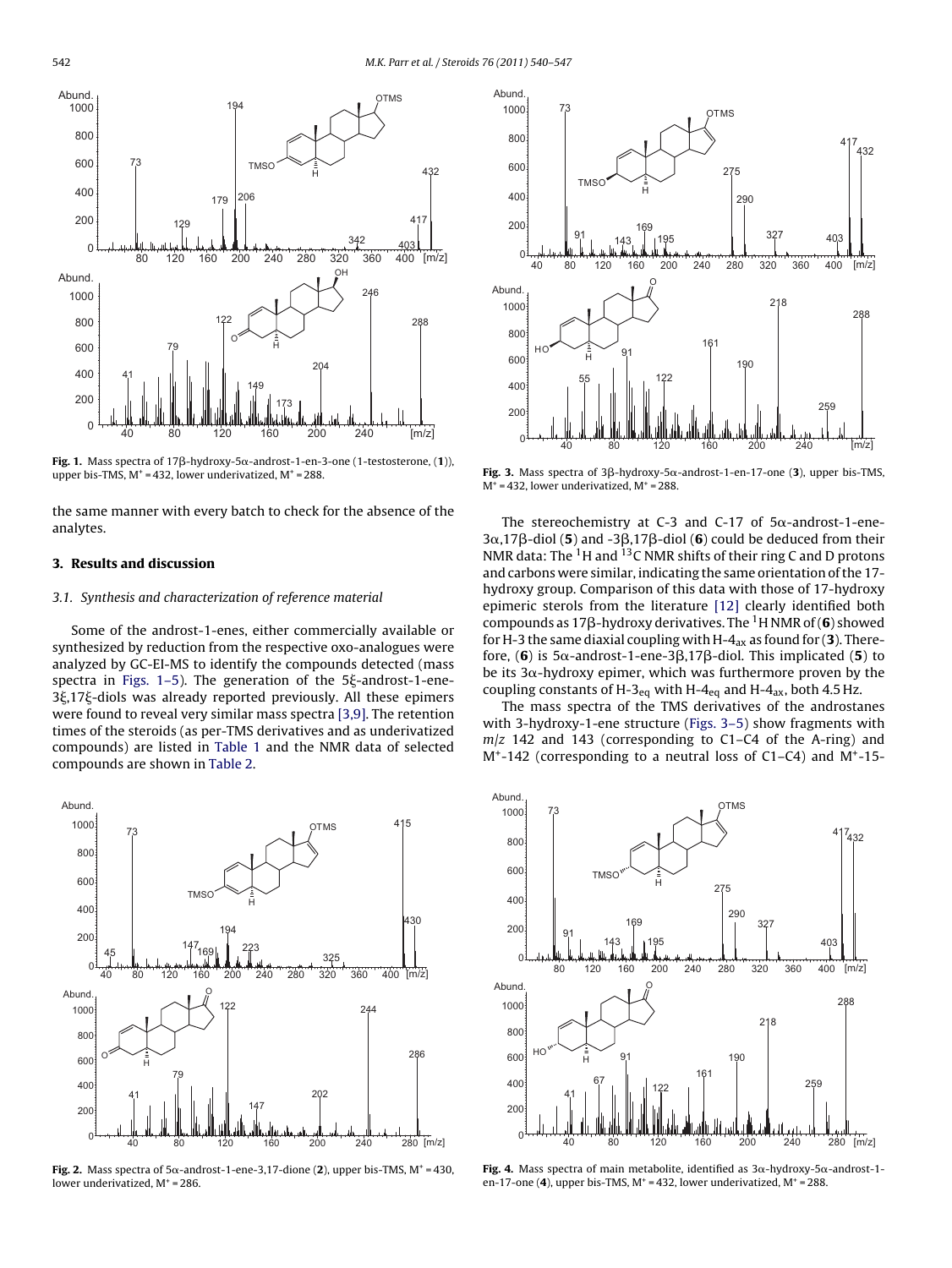**Fig. 1.** Mass spectra of 17β-hydroxy-5α-androst-1-en-3-one (1-testosterone, (**1**)), upper bis-TMS, $M^+$ = 432, lower underivatized, $M^+$ = 288.

the same manner with every batch to check for the absence of the analytes.

## 3. Results and discussion

### 3.1. Synthesis and characterization of reference material

Some of the androst-1-enes, either commercially available or synthesized by reduction from the respective oxo-analogues were analyzed by GC-EI-MS to identify the compounds detected (mass spectra in Figs. 1–5). The generation of the 5ξ-androst-1-ene-3ξ,17ξ-diols was already reported previously. All these epimers were found to reveal very similar mass spectra [3,9]. The retention times of the steroids (as per-TMS derivatives and as underivatized compounds) are listed in Table 1 and the NMR data of selected compounds are shown in Table 2.

**Fig. 2.** Mass spectra of 5α-androst-1-ene-3,17-dione (**2**), upper bis-TMS, $M^+$ = 430, lower underivatized, $M^+$ = 286.

**Fig. 3.** Mass spectra of 3β-hydroxy-5α-androst-1-en-17-one (**3**), upper bis-TMS, $M^+$ = 432, lower underivatized, $M^+$ = 288.

The stereochemistry at C-3 and C-17 of 5α-androst-1-ene-3α,17β-diol (**5**) and -3β,17β-diol (**6**) could be deduced from their NMR data: The $^1$H and $^{13}$C NMR shifts of their ring C and D protons and carbons were similar, indicating the same orientation of the 17-hydroxy group. Comparison of this data with those of 17-hydroxy epimeric sterols from the literature [12] clearly identified both compounds as 17β-hydroxy derivatives. The $^1$H NMR of (**6**) showed for H-3 the same diaxial coupling with H-$4_{ax}$ as found for (**3**). Therefore, (**6**) is 5α-androst-1-ene-3β,17β-diol. This implicated (**5**) to be its 3α-hydroxy epimer, which was furthermore proven by the coupling constants of H-$3_{eq}$ with H-$4_{eq}$ and H-$4_{ax}$, both 4.5 Hz.

The mass spectra of the TMS derivatives of the androstanes with 3-hydroxy-1-ene structure (Figs. 3–5) show fragments with *m*/*z* 142 and 143 (corresponding to C1–C4 of the A-ring) and $M^+$-142 (corresponding to a neutral loss of C1–C4) and $M^+$-15-

**Fig. 4.** Mass spectra of main metabolite, identified as 3α-hydroxy-5α-androst-1-en-17-one (**4**), upper bis-TMS, $M^+$ = 432, lower underivatized, $M^+$ = 288.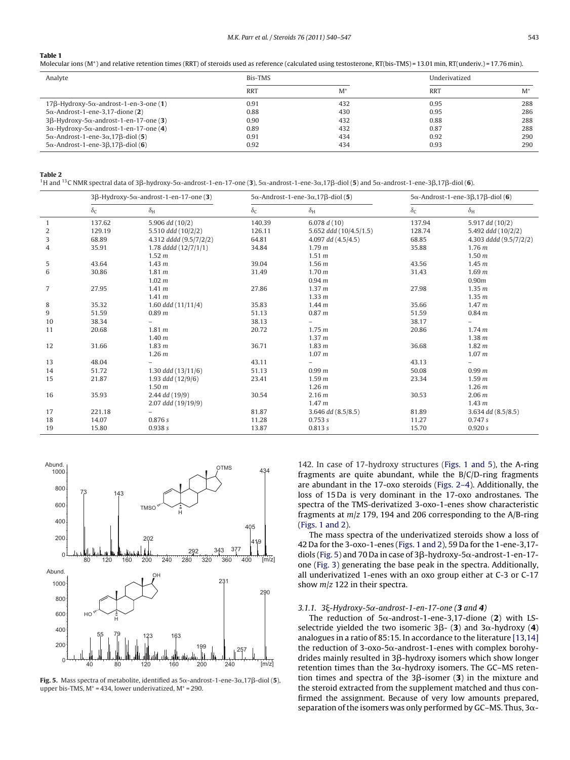**Table 1**
Molecular ions (M+) and relative retention times (RRT) of steroids used as reference (calculated using testosterone, RT(bis-TMS) = 13.01 min, RT(underiv.) = 17.76 min).

| Analyte | Bis-TMS | | Underivatized | |
|---|---|---|---|---|
| | RRT | M+ | RRT | M+ |
| 17β-Hydroxy-5α-androst-1-en-3-one (**1**) | 0.91 | 432 | 0.95 | 288 |
| 5α-Androst-1-ene-3,17-dione (**2**) | 0.88 | 430 | 0.95 | 286 |
| 3β-Hydroxy-5α-androst-1-en-17-one (**3**) | 0.90 | 432 | 0.88 | 288 |
| 3α-Hydroxy-5α-androst-1-en-17-one (**4**) | 0.89 | 432 | 0.87 | 288 |
| 5α-Androst-1-ene-3α,17β-diol (**5**) | 0.91 | 434 | 0.92 | 290 |
| 5α-Androst-1-ene-3β,17β-diol (**6**) | 0.92 | 434 | 0.93 | 290 |

**Table 2**
[1]H and [13]C NMR spectral data of 3β-hydroxy-5α-androst-1-en-17-one (**3**), 5α-androst-1-ene-3α,17β-diol (**5**) and 5α-androst-1-ene-3β,17β-diol (**6**).

| | 3β-Hydroxy-5α-androst-1-en-17-one (**3**) | | 5α-Androst-1-ene-3α,17β-diol (**5**) | | 5α-Androst-1-ene-3β,17β-diol (**6**) | |
|---|---|---|---|---|---|---|
| | $\delta_C$ | $\delta_H$ | $\delta_C$ | $\delta_H$ | $\delta_C$ | $\delta_H$ |
| 1 | 137.62 | 5.906 *dd* (10/2) | 140.39 | 6.078 *d* (10) | 137.94 | 5.917 *dd* (10/2) |
| 2 | 129.19 | 5.510 *ddd* (10/2/2) | 126.11 | 5.652 *ddd* (10/4.5/1.5) | 128.74 | 5.492 *ddd* (10/2/2) |
| 3 | 68.89 | 4.312 *dddd* (9.5/7/2/2) | 64.81 | 4.097 *dd* (4.5/4.5) | 68.85 | 4.303 *dddd* (9.5/7/2/2) |
| 4 | 35.91 | 1.78 *dddd* (12/7/1/1) | 34.84 | 1.79 *m* | 35.88 | 1.76 *m* |
| | | 1.52 *m* | | 1.51 *m* | | 1.50 *m* |
| 5 | 43.64 | 1.43 *m* | 39.04 | 1.56 *m* | 43.56 | 1.45 *m* |
| 6 | 30.86 | 1.81 *m* | 31.49 | 1.70 *m* | 31.43 | 1.69 *m* |
| | | 1.02 *m* | | 0.94 *m* | | 0.90*m* |
| 7 | 27.95 | 1.41 *m* | 27.86 | 1.37 *m* | 27.98 | 1.35 *m* |
| | | 1.41 *m* | | 1.33 *m* | | 1.35 *m* |
| 8 | 35.32 | 1.60 *ddd* (11/11/4) | 35.83 | 1.44 *m* | 35.66 | 1.47 *m* |
| 9 | 51.59 | 0.89 *m* | 51.13 | 0.87 *m* | 51.59 | 0.84 *m* |
| 10 | 38.34 | – | 38.13 | – | 38.17 | – |
| 11 | 20.68 | 1.81 *m* | 20.72 | 1.75 *m* | 20.86 | 1.74 *m* |
| | | 1.40 *m* | | 1.37 *m* | | 1.38 *m* |
| 12 | 31.66 | 1.83 *m* | 36.71 | 1.83 *m* | 36.68 | 1.82 *m* |
| | | 1.26 *m* | | 1.07 *m* | | 1.07 *m* |
| 13 | 48.04 | – | 43.11 | – | 43.13 | – |
| 14 | 51.72 | 1.30 *ddd* (13/11/6) | 51.13 | 0.99 *m* | 50.08 | 0.99 *m* |
| 15 | 21.87 | 1.93 *ddd* (12/9/6) | 23.41 | 1.59 *m* | 23.34 | 1.59 *m* |
| | | 1.50 *m* | | 1.26 *m* | | 1.26 *m* |
| 16 | 35.93 | 2.44 *dd* (19/9) | 30.54 | 2.16 *m* | 30.53 | 2.06 *m* |
| | | 2.07 *ddd* (19/19/9) | | 1.47 *m* | | 1.43 *m* |
| 17 | 221.18 | – | 81.87 | 3.646 *dd* (8.5/8.5) | 81.89 | 3.634 *dd* (8.5/8.5) |
| 18 | 14.07 | 0.876 *s* | 11.28 | 0.753 *s* | 11.27 | 0.747 *s* |
| 19 | 15.80 | 0.938 *s* | 13.87 | 0.813 *s* | 15.70 | 0.920 *s* |

**Fig. 5.** Mass spectra of metabolite, identified as 5α-androst-1-ene-3α,17β-diol (**5**), upper bis-TMS, M+ = 434, lower underivatized, M+ = 290.

142. In case of 17-hydroxy structures (Figs. 1 and 5), the A-ring fragments are quite abundant, while the B/C/D-ring fragments are abundant in the 17-oxo steroids (Figs. 2–4). Additionally, the loss of 15 Da is very dominant in the 17-oxo androstanes. The spectra of the TMS-derivatized 3-oxo-1-enes show characteristic fragments at *m/z* 179, 194 and 206 corresponding to the A/B-ring (Figs. 1 and 2).

The mass spectra of the underivatized steroids show a loss of 42 Da for the 3-oxo-1-enes (Figs. 1 and 2), 59 Da for the 1-ene-3,17-diols (Fig. 5) and 70 Da in case of 3β-hydroxy-5α-androst-1-en-17-one (Fig. 3) generating the base peak in the spectra. Additionally, all underivatized 1-enes with an oxo group either at C-3 or C-17 show *m/z* 122 in their spectra.

#### 3.1.1. *3ξ-Hydroxy-5α-androst-1-en-17-one (**3** and **4**)*

The reduction of 5α-androst-1-ene-3,17-dione (**2**) with LS-selectride yielded the two isomeric 3β- (**3**) and 3α-hydroxy (**4**) analogues in a ratio of 85:15. In accordance to the literature [13,14] the reduction of 3-oxo-5α-androst-1-enes with complex borohydrides mainly resulted in 3β-hydroxy isomers which show longer retention times than the 3α-hydroxy isomers. The GC–MS retention times and spectra of the 3β-isomer (**3**) in the mixture and the steroid extracted from the supplement matched and thus confirmed the assignment. Because of very low amounts prepared, separation of the isomers was only performed by GC–MS. Thus, 3α-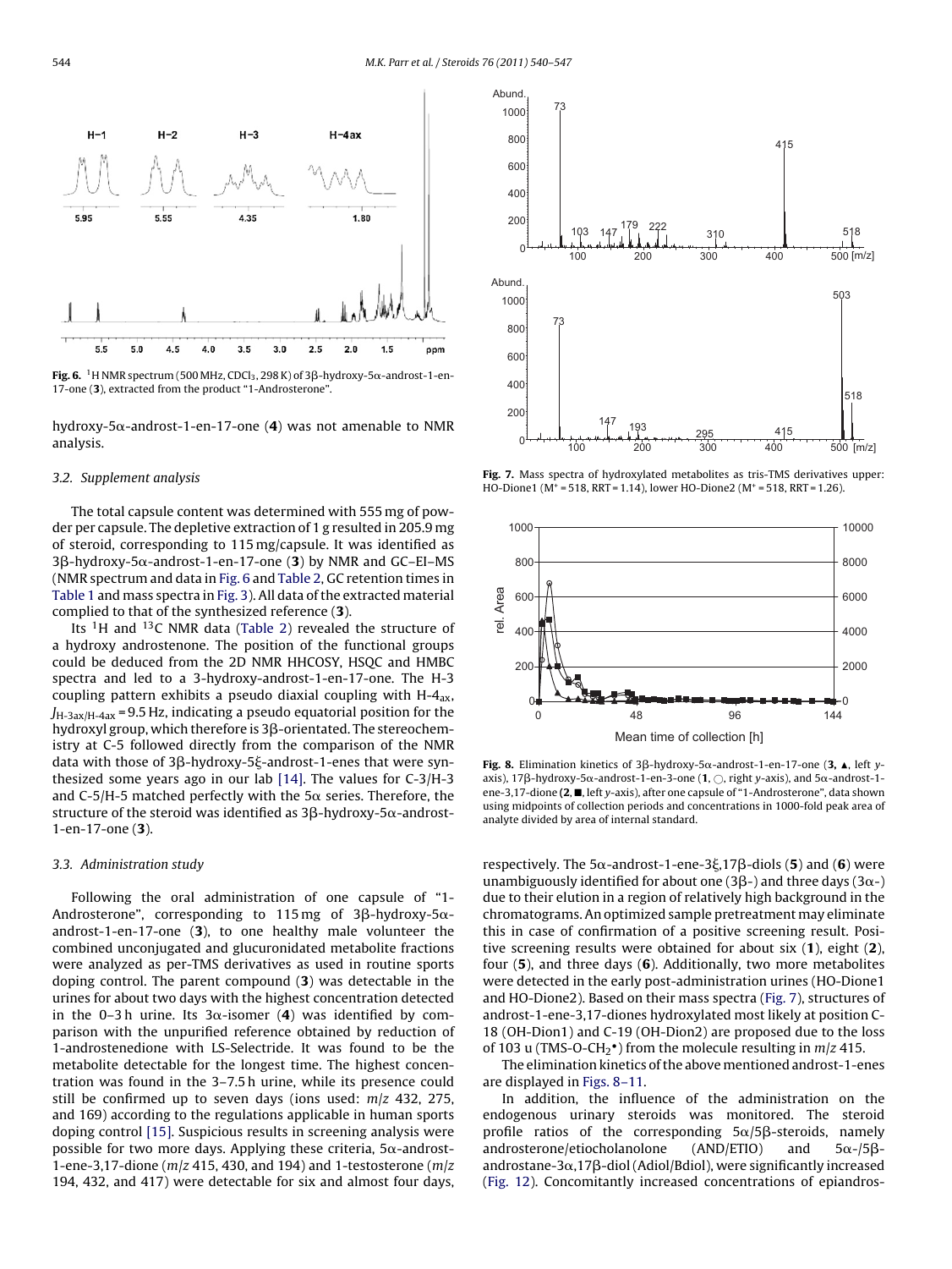Fig. 6. $^{1}$H NMR spectrum (500 MHz, $CDCl_3$, 298 K) of 3β-hydroxy-5α-androst-1-en-17-one (**3**), extracted from the product "1-Androsterone".

hydroxy-5α-androst-1-en-17-one (**4**) was not amenable to NMR analysis.

### 3.2. Supplement analysis

The total capsule content was determined with 555 mg of powder per capsule. The depletive extraction of 1 g resulted in 205.9 mg of steroid, corresponding to 115 mg/capsule. It was identified as 3β-hydroxy-5α-androst-1-en-17-one (**3**) by NMR and GC–EI–MS (NMR spectrum and data in Fig. 6 and Table 2, GC retention times in Table 1 and mass spectra in Fig. 3). All data of the extracted material complied to that of the synthesized reference (**3**).

Its $^{1}$H and $^{13}$C NMR data (Table 2) revealed the structure of a hydroxy androstenone. The position of the functional groups could be deduced from the 2D NMR HHCOSY, HSQC and HMBC spectra and led to a 3-hydroxy-androst-1-en-17-one. The H-3 coupling pattern exhibits a pseudo diaxial coupling with H-$4_{ax}$, $J_{H\text{-}3ax/H\text{-}4ax}$ = 9.5 Hz, indicating a pseudo equatorial position for the hydroxyl group, which therefore is 3β-orientated. The stereochemistry at C-5 followed directly from the comparison of the NMR data with those of 3β-hydroxy-5ξ-androst-1-enes that were synthesized some years ago in our lab [14]. The values for C-3/H-3 and C-5/H-5 matched perfectly with the 5α series. Therefore, the structure of the steroid was identified as 3β-hydroxy-5α-androst-1-en-17-one (**3**).

### 3.3. Administration study

Following the oral administration of one capsule of "1-Androsterone", corresponding to 115 mg of 3β-hydroxy-5α-androst-1-en-17-one (**3**), to one healthy male volunteer the combined unconjugated and glucuronidated metabolite fractions were analyzed as per-TMS derivatives as used in routine sports doping control. The parent compound (**3**) was detectable in the urines for about two days with the highest concentration detected in the 0–3 h urine. Its 3α-isomer (**4**) was identified by comparison with the unpurified reference obtained by reduction of 1-androstenedione with LS-Selectride. It was found to be the metabolite detectable for the longest time. The highest concentration was found in the 3–7.5 h urine, while its presence could still be confirmed up to seven days (ions used: *m/z* 432, 275, and 169) according to the regulations applicable in human sports doping control [15]. Suspicious results in screening analysis were possible for two more days. Applying these criteria, 5α-androst-1-ene-3,17-dione (*m/z* 415, 430, and 194) and 1-testosterone (*m/z* 194, 432, and 417) were detectable for six and almost four days, respectively. The 5α-androst-1-ene-3ξ,17β-diols (**5**) and (**6**) were unambiguously identified for about one (3β-) and three days (3α-) due to their elution in a region of relatively high background in the chromatograms. An optimized sample pretreatment may eliminate this in case of confirmation of a positive screening result. Positive screening results were obtained for about six (**1**), eight (**2**), four (**5**), and three days (**6**). Additionally, two more metabolites were detected in the early post-administration urines (HO-Dione1 and HO-Dione2). Based on their mass spectra (Fig. 7), structures of androst-1-ene-3,17-diones hydroxylated most likely at position C-18 (OH-Dion1) and C-19 (OH-Dion2) are proposed due to the loss of 103 u (TMS-O-$CH_2^{\bullet}$) from the molecule resulting in *m/z* 415.

Fig. 7. Mass spectra of hydroxylated metabolites as tris-TMS derivatives upper: HO-Dione1 ($M^+$ = 518, RRT = 1.14), lower HO-Dione2 ($M^+$ = 518, RRT = 1.26).

Fig. 8. Elimination kinetics of 3β-hydroxy-5α-androst-1-en-17-one (**3**, ▲, left y-axis), 17β-hydroxy-5α-androst-1-en-3-one (**1**, ○, right y-axis), and 5α-androst-1-ene-3,17-dione (**2**, ■, left y-axis), after one capsule of "1-Androsterone", data shown using midpoints of collection periods and concentrations in 1000-fold peak area of analyte divided by area of internal standard.

The elimination kinetics of the above mentioned androst-1-enes are displayed in Figs. 8–11.

In addition, the influence of the administration on the endogenous urinary steroids was monitored. The steroid profile ratios of the corresponding 5α/5β-steroids, namely androsterone/etiocholanolone (AND/ETIO) and 5α-/5β-androstane-3α,17β-diol (Adiol/Bdiol), were significantly increased (Fig. 12). Concomitantly increased concentrations of epiandros-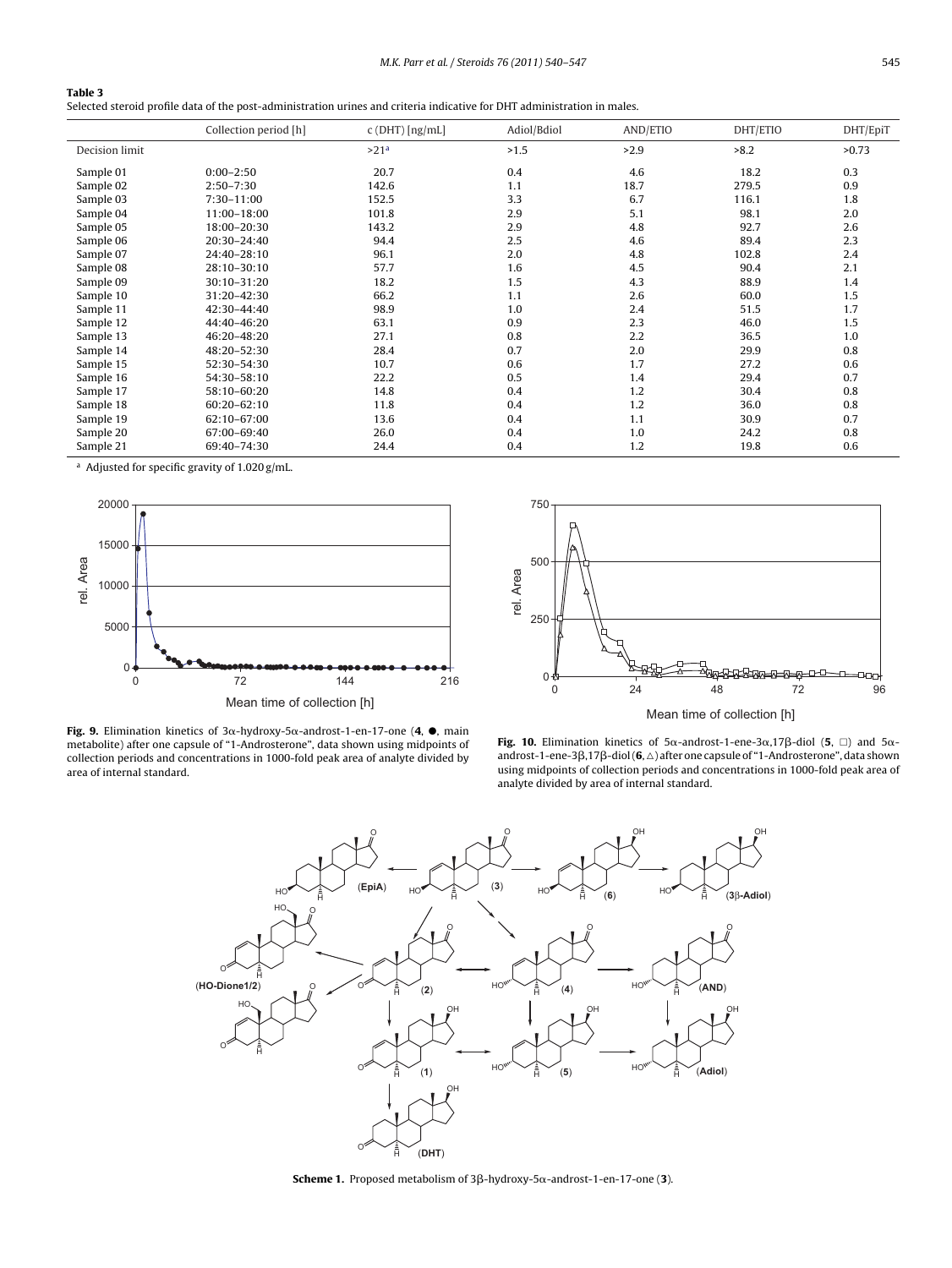**Table 3**
Selected steroid profile data of the post-administration urines and criteria indicative for DHT administration in males.

| | Collection period [h] | c (DHT) [ng/mL] | Adiol/Bdiol | AND/ETIO | DHT/ETIO | DHT/EpiT |
|---|---|---|---|---|---|---|
| Decision limit | | >21[a] | >1.5 | >2.9 | >8.2 | >0.73 |
| Sample 01 | 0:00–2:50 | 20.7 | 0.4 | 4.6 | 18.2 | 0.3 |
| Sample 02 | 2:50–7:30 | 142.6 | 1.1 | 18.7 | 279.5 | 0.9 |
| Sample 03 | 7:30–11:00 | 152.5 | 3.3 | 6.7 | 116.1 | 1.8 |
| Sample 04 | 11:00–18:00 | 101.8 | 2.9 | 5.1 | 98.1 | 2.0 |
| Sample 05 | 18:00–20:30 | 143.2 | 2.9 | 4.8 | 92.7 | 2.6 |
| Sample 06 | 20:30–24:40 | 94.4 | 2.5 | 4.6 | 89.4 | 2.3 |
| Sample 07 | 24:40–28:10 | 96.1 | 2.0 | 4.8 | 102.8 | 2.4 |
| Sample 08 | 28:10–30:10 | 57.7 | 1.6 | 4.5 | 90.4 | 2.1 |
| Sample 09 | 30:10–31:20 | 18.2 | 1.5 | 4.3 | 88.9 | 1.4 |
| Sample 10 | 31:20–42:30 | 66.2 | 1.1 | 2.6 | 60.0 | 1.5 |
| Sample 11 | 42:30–44:40 | 98.9 | 1.0 | 2.4 | 51.5 | 1.7 |
| Sample 12 | 44:40–46:20 | 63.1 | 0.9 | 2.3 | 46.0 | 1.5 |
| Sample 13 | 46:20–48:20 | 27.1 | 0.8 | 2.2 | 36.5 | 1.0 |
| Sample 14 | 48:20–52:30 | 28.4 | 0.7 | 2.0 | 29.9 | 0.8 |
| Sample 15 | 52:30–54:30 | 10.7 | 0.6 | 1.7 | 27.2 | 0.6 |
| Sample 16 | 54:30–58:10 | 22.2 | 0.5 | 1.4 | 29.4 | 0.7 |
| Sample 17 | 58:10–60:20 | 14.8 | 0.4 | 1.2 | 30.4 | 0.8 |
| Sample 18 | 60:20–62:10 | 11.8 | 0.4 | 1.2 | 36.0 | 0.8 |
| Sample 19 | 62:10–67:00 | 13.6 | 0.4 | 1.1 | 30.9 | 0.7 |
| Sample 20 | 67:00–69:40 | 26.0 | 0.4 | 1.0 | 24.2 | 0.8 |
| Sample 21 | 69:40–74:30 | 24.4 | 0.4 | 1.2 | 19.8 | 0.6 |

[a] Adjusted for specific gravity of 1.020 g/mL.

**Fig. 9.** Elimination kinetics of 3α-hydroxy-5α-androst-1-en-17-one (**4**, ●, main metabolite) after one capsule of "1-Androsterone", data shown using midpoints of collection periods and concentrations in 1000-fold peak area of analyte divided by area of internal standard.

**Fig. 10.** Elimination kinetics of 5α-androst-1-ene-3α,17β-diol (**5**, □) and 5α-androst-1-ene-3β,17β-diol (**6**, △) after one capsule of "1-Androsterone", data shown using midpoints of collection periods and concentrations in 1000-fold peak area of analyte divided by area of internal standard.

**Scheme 1.** Proposed metabolism of 3β-hydroxy-5α-androst-1-en-17-one (**3**).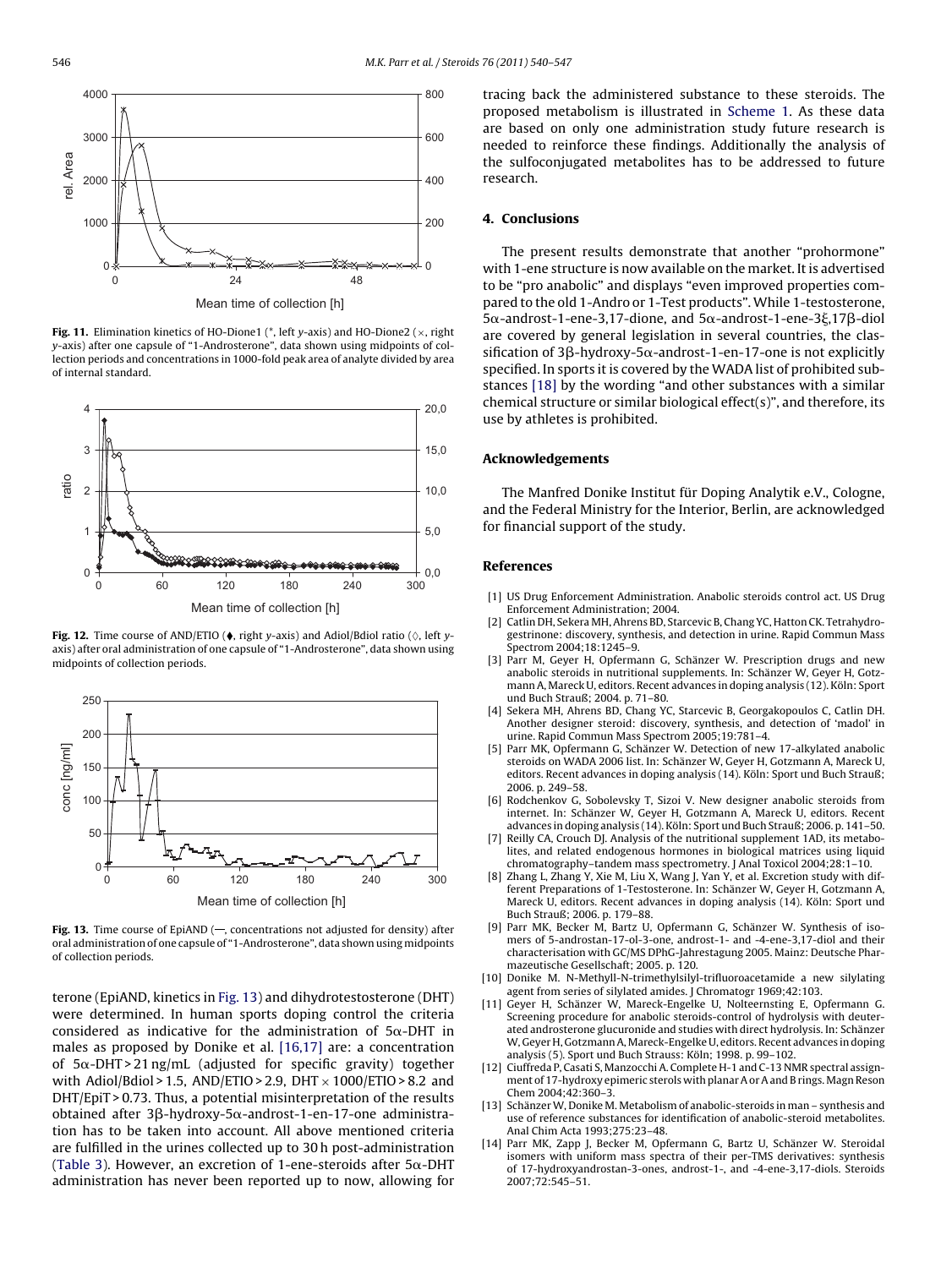Fig. 11. Elimination kinetics of HO-Dione1 (*, left y-axis) and HO-Dione2 (×, right y-axis) after one capsule of "1-Androsterone", data shown using midpoints of collection periods and concentrations in 1000-fold peak area of analyte divided by area of internal standard.

Fig. 12. Time course of AND/ETIO (♦, right y-axis) and Adiol/Bdiol ratio (◊, left y-axis) after oral administration of one capsule of "1-Androsterone", data shown using midpoints of collection periods.

Fig. 13. Time course of EpiAND (—, concentrations not adjusted for density) after oral administration of one capsule of "1-Androsterone", data shown using midpoints of collection periods.

terone (EpiAND, kinetics in Fig. 13) and dihydrotestosterone (DHT) were determined. In human sports doping control the criteria considered as indicative for the administration of 5α-DHT in males as proposed by Donike et al. [16,17] are: a concentration of 5α-DHT > 21 ng/mL (adjusted for specific gravity) together with Adiol/Bdiol > 1.5, AND/ETIO > 2.9, DHT × 1000/ETIO > 8.2 and DHT/EpiT > 0.73. Thus, a potential misinterpretation of the results obtained after 3β-hydroxy-5α-androst-1-en-17-one administration has to be taken into account. All above mentioned criteria are fulfilled in the urines collected up to 30 h post-administration (Table 3). However, an excretion of 1-ene-steroids after 5α-DHT administration has never been reported up to now, allowing for tracing back the administered substance to these steroids. The proposed metabolism is illustrated in Scheme 1. As these data are based on only one administration study future research is needed to reinforce these findings. Additionally the analysis of the sulfoconjugated metabolites has to be addressed to future research.

## 4. Conclusions

The present results demonstrate that another "prohormone" with 1-ene structure is now available on the market. It is advertised to be "pro anabolic" and displays "even improved properties compared to the old 1-Andro or 1-Test products". While 1-testosterone, 5α-androst-1-ene-3,17-dione, and 5α-androst-1-ene-3ξ,17β-diol are covered by general legislation in several countries, the classification of 3β-hydroxy-5α-androst-1-en-17-one is not explicitly specified. In sports it is covered by the WADA list of prohibited substances [18] by the wording "and other substances with a similar chemical structure or similar biological effect(s)", and therefore, its use by athletes is prohibited.

## Acknowledgements

The Manfred Donike Institut für Doping Analytik e.V., Cologne, and the Federal Ministry for the Interior, Berlin, are acknowledged for financial support of the study.

## References

[1] US Drug Enforcement Administration. Anabolic steroids control act. US Drug Enforcement Administration; 2004.

[2] Catlin DH, Sekera MH, Ahrens BD, Starcevic B, Chang YC, Hatton CK. Tetrahydrogestrinone: discovery, synthesis, and detection in urine. Rapid Commun Mass Spectrom 2004;18:1245–9.

[3] Parr M, Geyer H, Opfermann G, Schänzer W. Prescription drugs and new anabolic steroids in nutritional supplements. In: Schänzer W, Geyer H, Gotzmann A, Mareck U, editors. Recent advances in doping analysis (12). Köln: Sport und Buch Strauß; 2004. p. 71–80.

[4] Sekera MH, Ahrens BD, Chang YC, Starcevic B, Georgakopoulos C, Catlin DH. Another designer steroid: discovery, synthesis, and detection of 'madol' in urine. Rapid Commun Mass Spectrom 2005;19:781–4.

[5] Parr MK, Opfermann G, Schänzer W. Detection of new 17-alkylated anabolic steroids on WADA 2006 list. In: Schänzer W, Geyer H, Gotzmann A, Mareck U, editors. Recent advances in doping analysis (14). Köln: Sport und Buch Strauß; 2006. p. 249–58.

[6] Rodchenkov G, Sobolevsky T, Sizoi V. New designer anabolic steroids from internet. In: Schänzer W, Geyer H, Gotzmann A, Mareck U, editors. Recent advances in doping analysis (14). Köln: Sport und Buch Strauß; 2006. p. 141–50.

[7] Reilly CA, Crouch DJ. Analysis of the nutritional supplement 1AD, its metabolites, and related endogenous hormones in biological matrices using liquid chromatography–tandem mass spectrometry. J Anal Toxicol 2004;28:1–10.

[8] Zhang L, Zhang Y, Xie M, Liu X, Wang J, Yan Y, et al. Excretion study with different Preparations of 1-Testosterone. In: Schänzer W, Geyer H, Gotzmann A, Mareck U, editors. Recent advances in doping analysis (14). Köln: Sport und Buch Strauß; 2006. p. 179–88.

[9] Parr MK, Becker M, Bartz U, Opfermann G, Schänzer W. Synthesis of isomers of 5-androstan-17-ol-3-one, androst-1- and -4-ene-3,17-diol and their characterisation with GC/MS DPhG-Jahrestagung 2005. Mainz: Deutsche Pharmazeutische Gesellschaft; 2005. p. 120.

[10] Donike M. N-Methyll-N-trimethylsilyl-trifluoroacetamide a new silylating agent from series of silylated amides. J Chromatogr 1969;42:103.

[11] Geyer H, Schänzer W, Mareck-Engelke U, Nolteernsting E, Opfermann G. Screening procedure for anabolic steroids-control of hydrolysis with deuterated androsterone glucuronide and studies with direct hydrolysis. In: Schänzer W, Geyer H, Gotzmann A, Mareck-Engelke U, editors. Recent advances in doping analysis (5). Sport und Buch Strauss: Köln; 1998. p. 99–102.

[12] Ciuffreda P, Casati S, Manzocchi A. Complete H-1 and C-13 NMR spectral assignment of 17-hydroxy epimeric sterols with planar A or A and B rings. Magn Reson Chem 2004;42:360–3.

[13] Schänzer W, Donike M. Metabolism of anabolic-steroids in man – synthesis and use of reference substances for identification of anabolic-steroid metabolites. Anal Chim Acta 1993;275:23–48.

[14] Parr MK, Zapp J, Becker M, Opfermann G, Bartz U, Schänzer W. Steroidal isomers with uniform mass spectra of their per-TMS derivatives: synthesis of 17-hydroxyandrostan-3-ones, androst-1-, and -4-ene-3,17-diols. Steroids 2007;72:545–51.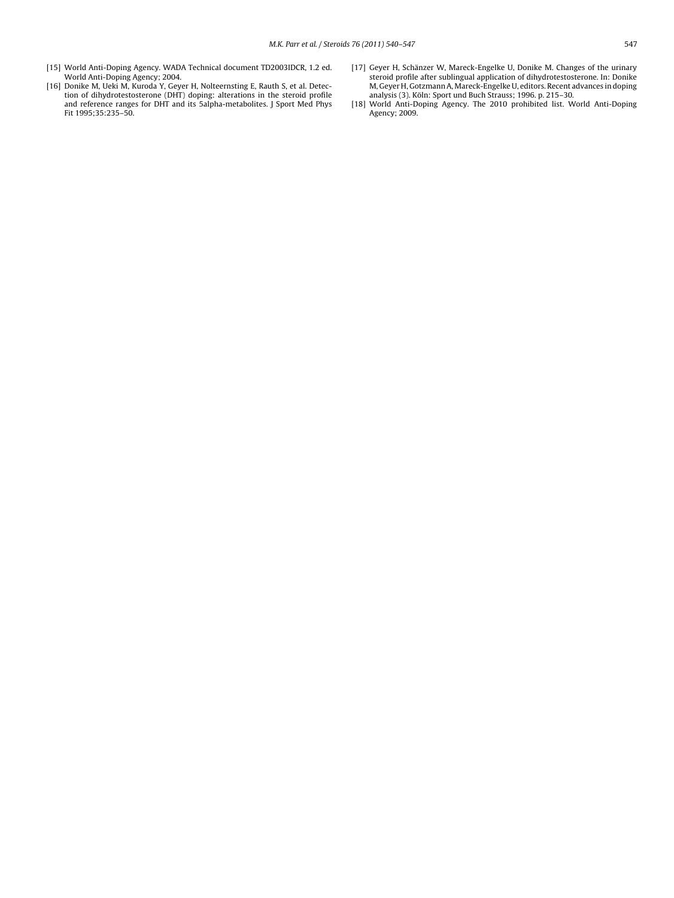[15] World Anti-Doping Agency. WADA Technical document TD2003IDCR, 1.2 ed. World Anti-Doping Agency; 2004.

[16] Donike M, Ueki M, Kuroda Y, Geyer H, Nolteernsting E, Rauth S, et al. Detection of dihydrotestosterone (DHT) doping: alterations in the steroid profile and reference ranges for DHT and its 5alpha-metabolites. J Sport Med Phys Fit 1995;35:235–50.

[17] Geyer H, Schänzer W, Mareck-Engelke U, Donike M. Changes of the urinary steroid profile after sublingual application of dihydrotestosterone. In: Donike M, Geyer H, Gotzmann A, Mareck-Engelke U, editors. Recent advances in doping analysis (3). Köln: Sport und Buch Strauss; 1996. p. 215–30.

[18] World Anti-Doping Agency. The 2010 prohibited list. World Anti-Doping Agency; 2009.